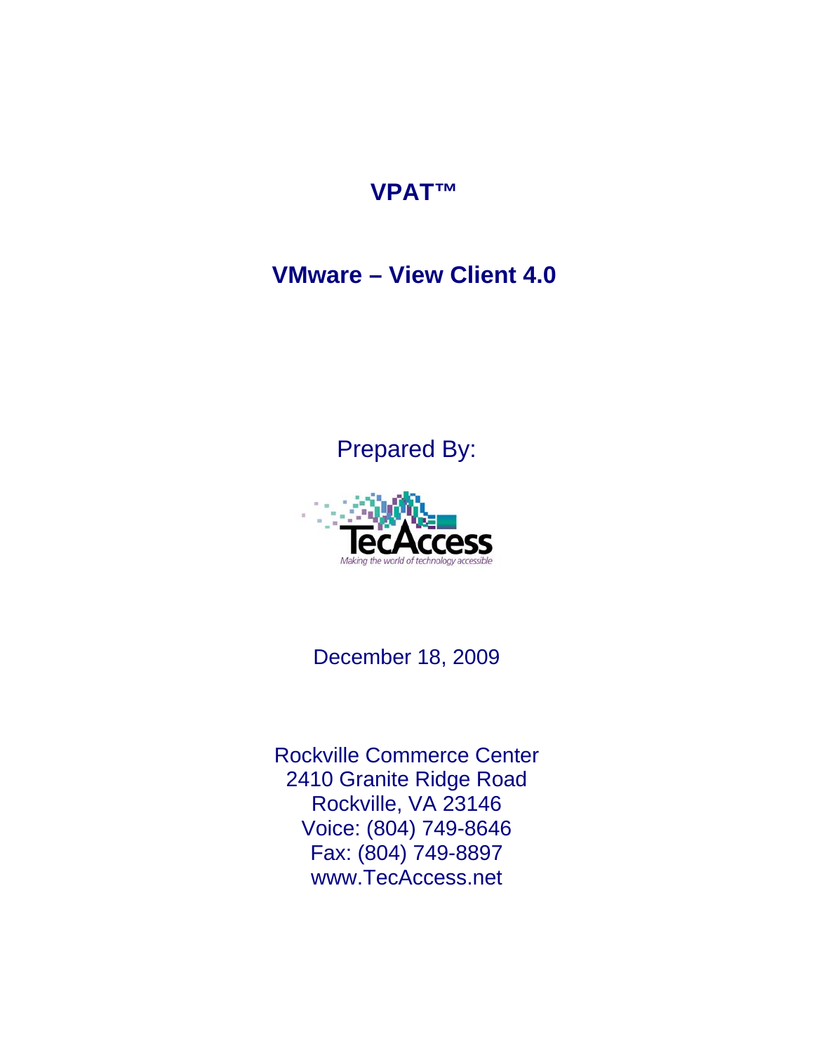# VPAT™

## VMware – View Client 4.0

Prepared By:

TecAccess

*Making the world of technology accessible*

December 18, 2009

Rockville Commerce Center
2410 Granite Ridge Road
Rockville, VA 23146
Voice: (804) 749-8646
Fax: (804) 749-8897
www.TecAccess.net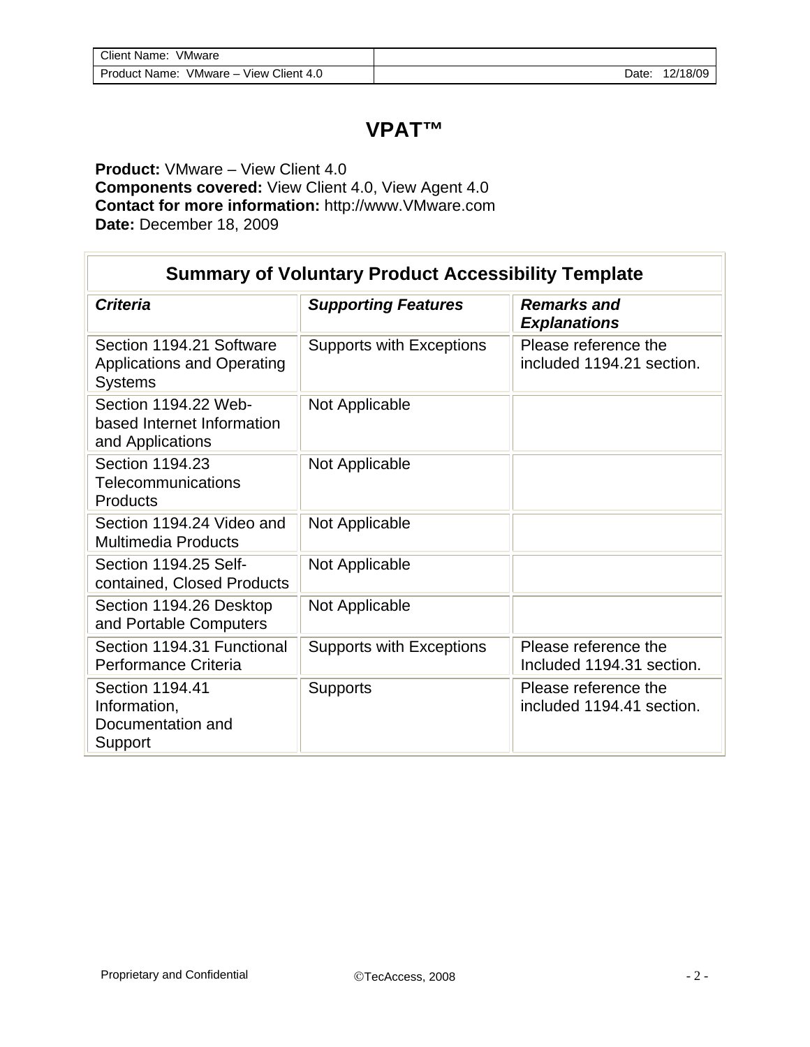# VPAT™

**Product:** VMware – View Client 4.0
**Components covered:** View Client 4.0, View Agent 4.0
**Contact for more information:** http://www.VMware.com
**Date:** December 18, 2009

| Summary of Voluntary Product Accessibility Template | | |
|---|---|---|
| ***Criteria*** | ***Supporting Features*** | ***Remarks and Explanations*** |
| Section 1194.21 Software Applications and Operating Systems | Supports with Exceptions | Please reference the included 1194.21 section. |
| Section 1194.22 Web-based Internet Information and Applications | Not Applicable | |
| Section 1194.23 Telecommunications Products | Not Applicable | |
| Section 1194.24 Video and Multimedia Products | Not Applicable | |
| Section 1194.25 Self-contained, Closed Products | Not Applicable | |
| Section 1194.26 Desktop and Portable Computers | Not Applicable | |
| Section 1194.31 Functional Performance Criteria | Supports with Exceptions | Please reference the Included 1194.31 section. |
| Section 1194.41 Information, Documentation and Support | Supports | Please reference the included 1194.41 section. |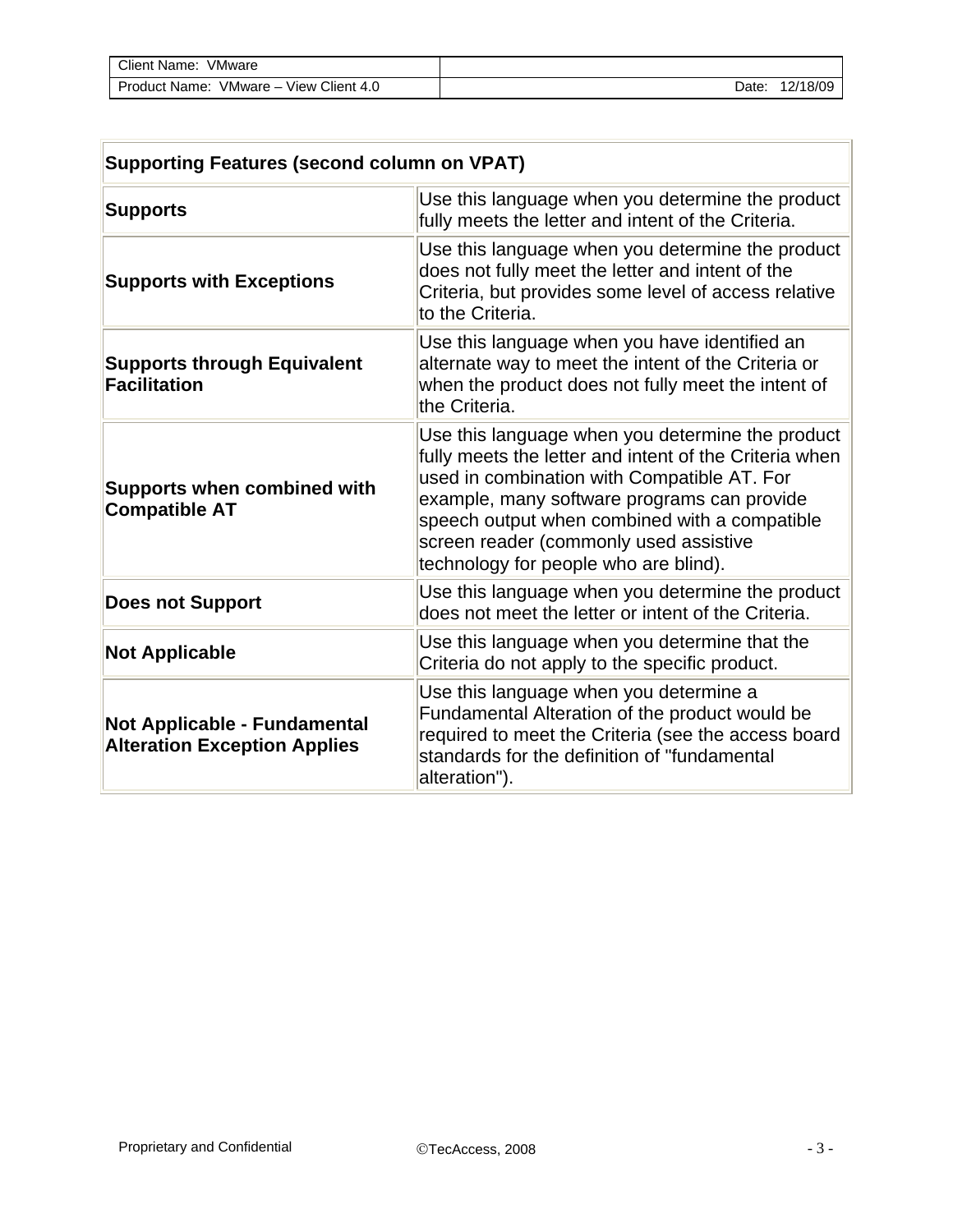| Supporting Features (second column on VPAT) | |
|---|---|
| **Supports** | Use this language when you determine the product fully meets the letter and intent of the Criteria. |
| **Supports with Exceptions** | Use this language when you determine the product does not fully meet the letter and intent of the Criteria, but provides some level of access relative to the Criteria. |
| **Supports through Equivalent Facilitation** | Use this language when you have identified an alternate way to meet the intent of the Criteria or when the product does not fully meet the intent of the Criteria. |
| **Supports when combined with Compatible AT** | Use this language when you determine the product fully meets the letter and intent of the Criteria when used in combination with Compatible AT. For example, many software programs can provide speech output when combined with a compatible screen reader (commonly used assistive technology for people who are blind). |
| **Does not Support** | Use this language when you determine the product does not meet the letter or intent of the Criteria. |
| **Not Applicable** | Use this language when you determine that the Criteria do not apply to the specific product. |
| **Not Applicable - Fundamental Alteration Exception Applies** | Use this language when you determine a Fundamental Alteration of the product would be required to meet the Criteria (see the access board standards for the definition of "fundamental alteration"). |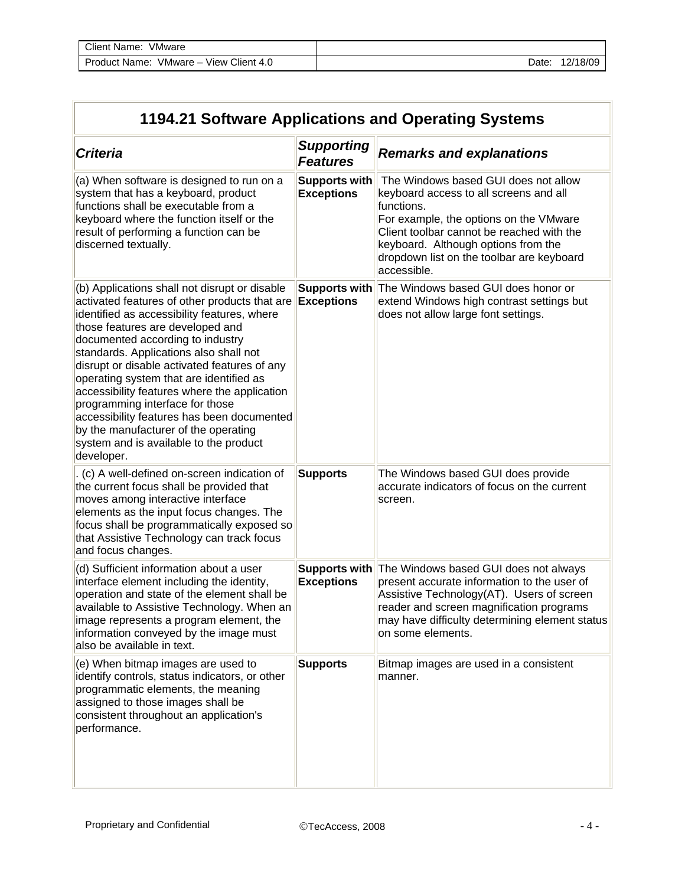| Client Name: VMware | |
|---|---|
| Product Name: VMware – View Client 4.0 | Date: 12/18/09 |

## 1194.21 Software Applications and Operating Systems

| *Criteria* | *Supporting Features* | *Remarks and explanations* |
|---|---|---|
| (a) When software is designed to run on a system that has a keyboard, product functions shall be executable from a keyboard where the function itself or the result of performing a function can be discerned textually. | **Supports with Exceptions** | The Windows based GUI does not allow keyboard access to all screens and all functions. For example, the options on the VMware Client toolbar cannot be reached with the keyboard. Although options from the dropdown list on the toolbar are keyboard accessible. |
| (b) Applications shall not disrupt or disable activated features of other products that are identified as accessibility features, where those features are developed and documented according to industry standards. Applications also shall not disrupt or disable activated features of any operating system that are identified as accessibility features where the application programming interface for those accessibility features has been documented by the manufacturer of the operating system and is available to the product developer. | **Supports with Exceptions** | The Windows based GUI does honor or extend Windows high contrast settings but does not allow large font settings. |
| . (c) A well-defined on-screen indication of the current focus shall be provided that moves among interactive interface elements as the input focus changes. The focus shall be programmatically exposed so that Assistive Technology can track focus and focus changes. | **Supports** | The Windows based GUI does provide accurate indicators of focus on the current screen. |
| (d) Sufficient information about a user interface element including the identity, operation and state of the element shall be available to Assistive Technology. When an image represents a program element, the information conveyed by the image must also be available in text. | **Supports with Exceptions** | The Windows based GUI does not always present accurate information to the user of Assistive Technology(AT). Users of screen reader and screen magnification programs may have difficulty determining element status on some elements. |
| (e) When bitmap images are used to identify controls, status indicators, or other programmatic elements, the meaning assigned to those images shall be consistent throughout an application's performance. | **Supports** | Bitmap images are used in a consistent manner. |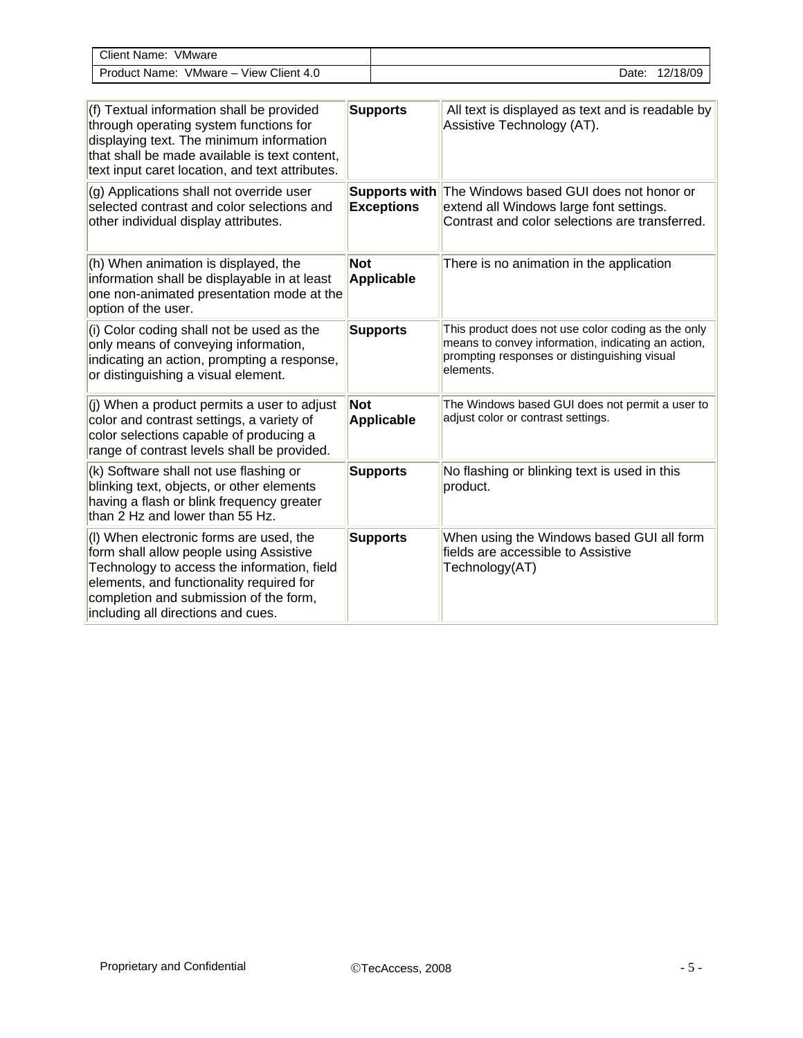| (f) Textual information shall be provided through operating system functions for displaying text. The minimum information that shall be made available is text content, text input caret location, and text attributes. | **Supports** | All text is displayed as text and is readable by Assistive Technology (AT). |
|---|---|---|
| (g) Applications shall not override user selected contrast and color selections and other individual display attributes. | **Supports with Exceptions** | The Windows based GUI does not honor or extend all Windows large font settings. Contrast and color selections are transferred. |
| (h) When animation is displayed, the information shall be displayable in at least one non-animated presentation mode at the option of the user. | **Not Applicable** | There is no animation in the application |
| (i) Color coding shall not be used as the only means of conveying information, indicating an action, prompting a response, or distinguishing a visual element. | **Supports** | This product does not use color coding as the only means to convey information, indicating an action, prompting responses or distinguishing visual elements. |
| (j) When a product permits a user to adjust color and contrast settings, a variety of color selections capable of producing a range of contrast levels shall be provided. | **Not Applicable** | The Windows based GUI does not permit a user to adjust color or contrast settings. |
| (k) Software shall not use flashing or blinking text, objects, or other elements having a flash or blink frequency greater than 2 Hz and lower than 55 Hz. | **Supports** | No flashing or blinking text is used in this product. |
| (l) When electronic forms are used, the form shall allow people using Assistive Technology to access the information, field elements, and functionality required for completion and submission of the form, including all directions and cues. | **Supports** | When using the Windows based GUI all form fields are accessible to Assistive Technology(AT) |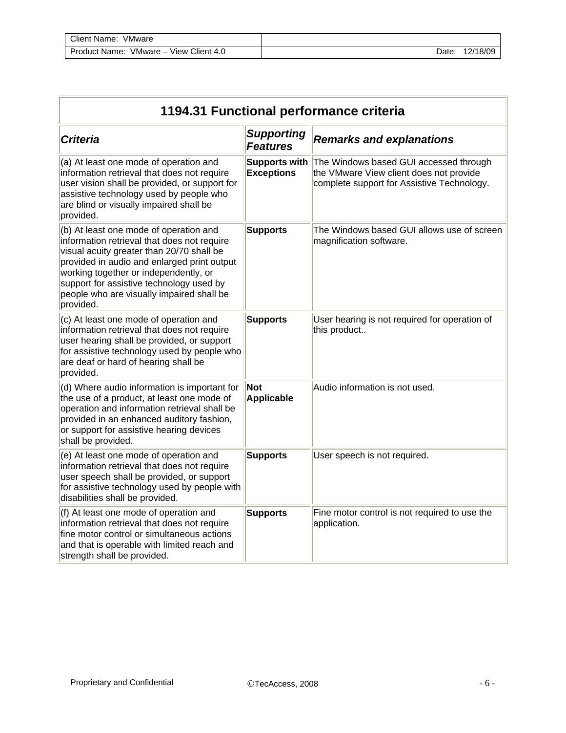| 1194.31 Functional performance criteria | | |
|---|---|---|
| ***Criteria*** | ***Supporting Features*** | ***Remarks and explanations*** |
| (a) At least one mode of operation and information retrieval that does not require user vision shall be provided, or support for assistive technology used by people who are blind or visually impaired shall be provided. | **Supports with Exceptions** | The Windows based GUI accessed through the VMware View client does not provide complete support for Assistive Technology. |
| (b) At least one mode of operation and information retrieval that does not require visual acuity greater than 20/70 shall be provided in audio and enlarged print output working together or independently, or support for assistive technology used by people who are visually impaired shall be provided. | **Supports** | The Windows based GUI allows use of screen magnification software. |
| (c) At least one mode of operation and information retrieval that does not require user hearing shall be provided, or support for assistive technology used by people who are deaf or hard of hearing shall be provided. | **Supports** | User hearing is not required for operation of this product.. |
| (d) Where audio information is important for the use of a product, at least one mode of operation and information retrieval shall be provided in an enhanced auditory fashion, or support for assistive hearing devices shall be provided. | **Not Applicable** | Audio information is not used. |
| (e) At least one mode of operation and information retrieval that does not require user speech shall be provided, or support for assistive technology used by people with disabilities shall be provided. | **Supports** | User speech is not required. |
| (f) At least one mode of operation and information retrieval that does not require fine motor control or simultaneous actions and that is operable with limited reach and strength shall be provided. | **Supports** | Fine motor control is not required to use the application. |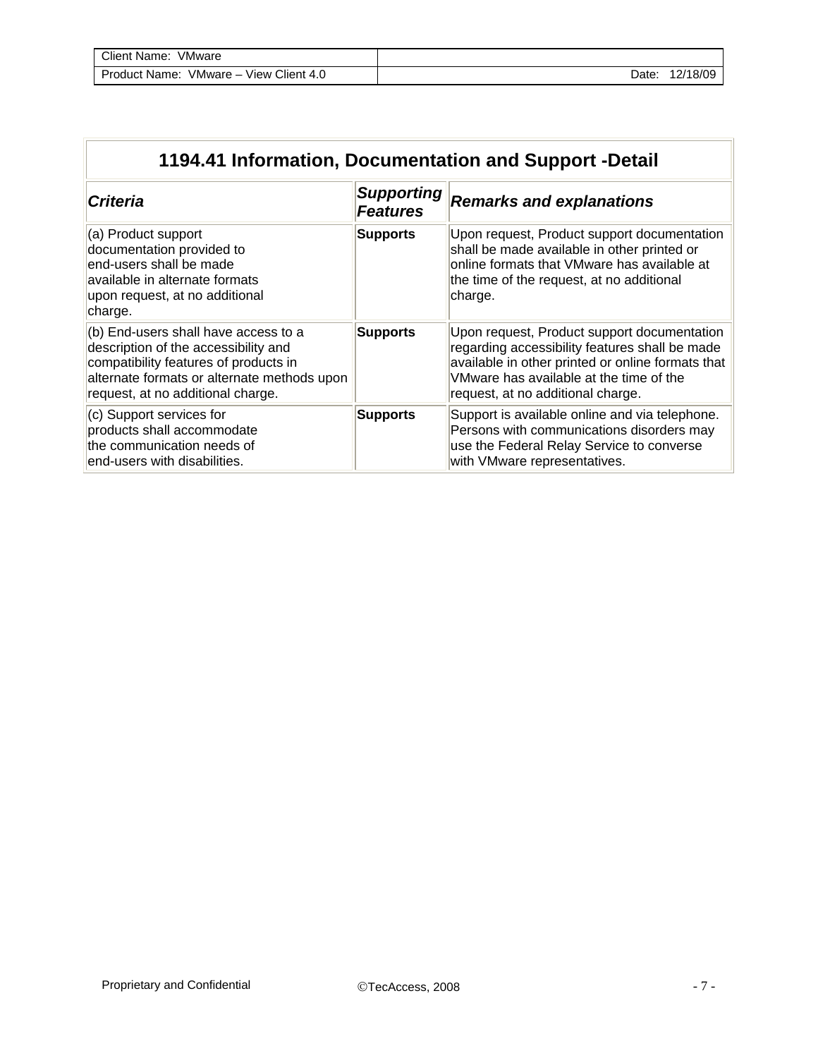| 1194.41 Information, Documentation and Support -Detail | | |
|---|---|---|
| ***Criteria*** | ***Supporting Features*** | ***Remarks and explanations*** |
| (a) Product support documentation provided to end-users shall be made available in alternate formats upon request, at no additional charge. | **Supports** | Upon request, Product support documentation shall be made available in other printed or online formats that VMware has available at the time of the request, at no additional charge. |
| (b) End-users shall have access to a description of the accessibility and compatibility features of products in alternate formats or alternate methods upon request, at no additional charge. | **Supports** | Upon request, Product support documentation regarding accessibility features shall be made available in other printed or online formats that VMware has available at the time of the request, at no additional charge. |
| (c) Support services for products shall accommodate the communication needs of end-users with disabilities. | **Supports** | Support is available online and via telephone. Persons with communications disorders may use the Federal Relay Service to converse with VMware representatives. |